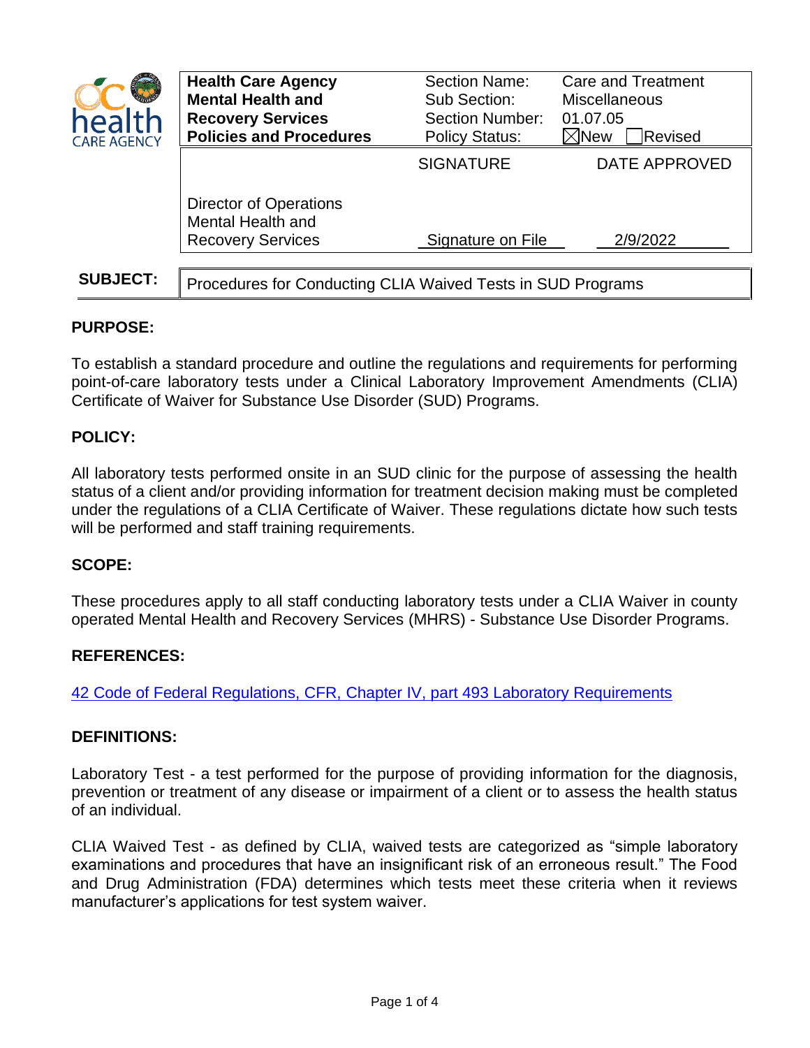| Health Care Agency Mental Health and Recovery Services Policies and Procedures | Section Name: | Care and Treatment |
|---|---|---|
| | Sub Section: | Miscellaneous |
| | Section Number: | 01.07.05 |
| | Policy Status: | ☒New ☐Revised |

| | SIGNATURE | DATE APPROVED |
|---|---|---|
| Director of Operations Mental Health and Recovery Services | Signature on File | 2/9/2022 |

**SUBJECT:** Procedures for Conducting CLIA Waived Tests in SUD Programs

## PURPOSE:

To establish a standard procedure and outline the regulations and requirements for performing point-of-care laboratory tests under a Clinical Laboratory Improvement Amendments (CLIA) Certificate of Waiver for Substance Use Disorder (SUD) Programs.

## POLICY:

All laboratory tests performed onsite in an SUD clinic for the purpose of assessing the health status of a client and/or providing information for treatment decision making must be completed under the regulations of a CLIA Certificate of Waiver. These regulations dictate how such tests will be performed and staff training requirements.

## SCOPE:

These procedures apply to all staff conducting laboratory tests under a CLIA Waiver in county operated Mental Health and Recovery Services (MHRS) - Substance Use Disorder Programs.

## REFERENCES:

42 Code of Federal Regulations, CFR, Chapter IV, part 493 Laboratory Requirements

## DEFINITIONS:

Laboratory Test - a test performed for the purpose of providing information for the diagnosis, prevention or treatment of any disease or impairment of a client or to assess the health status of an individual.

CLIA Waived Test - as defined by CLIA, waived tests are categorized as "simple laboratory examinations and procedures that have an insignificant risk of an erroneous result." The Food and Drug Administration (FDA) determines which tests meet these criteria when it reviews manufacturer's applications for test system waiver.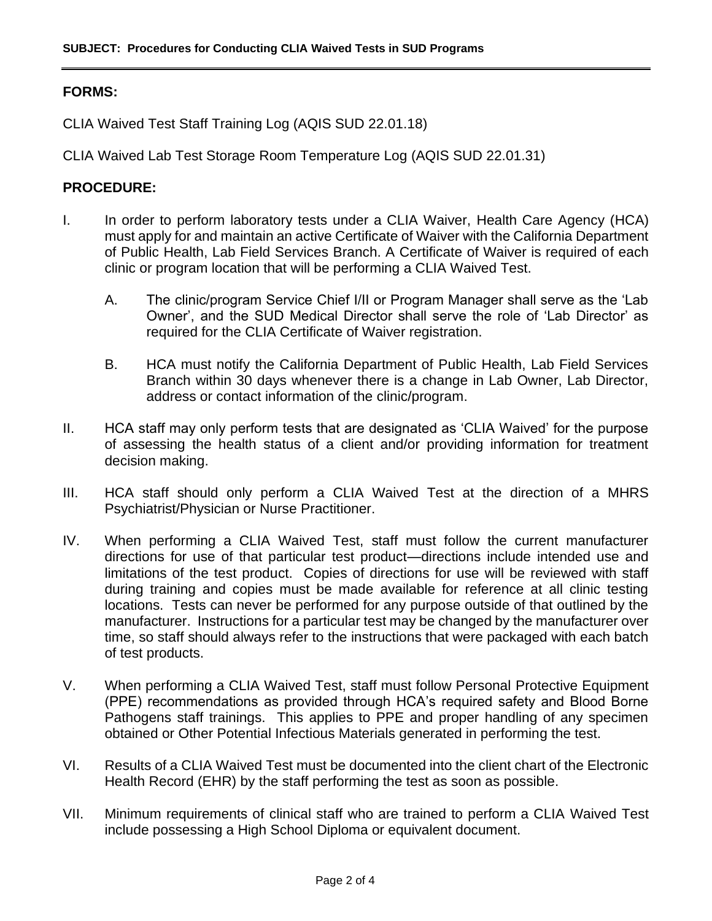**FORMS:**

CLIA Waived Test Staff Training Log (AQIS SUD 22.01.18)

CLIA Waived Lab Test Storage Room Temperature Log (AQIS SUD 22.01.31)

**PROCEDURE:**

I. In order to perform laboratory tests under a CLIA Waiver, Health Care Agency (HCA) must apply for and maintain an active Certificate of Waiver with the California Department of Public Health, Lab Field Services Branch. A Certificate of Waiver is required of each clinic or program location that will be performing a CLIA Waived Test.

   A. The clinic/program Service Chief I/II or Program Manager shall serve as the 'Lab Owner', and the SUD Medical Director shall serve the role of 'Lab Director' as required for the CLIA Certificate of Waiver registration.

   B. HCA must notify the California Department of Public Health, Lab Field Services Branch within 30 days whenever there is a change in Lab Owner, Lab Director, address or contact information of the clinic/program.

II. HCA staff may only perform tests that are designated as 'CLIA Waived' for the purpose of assessing the health status of a client and/or providing information for treatment decision making.

III. HCA staff should only perform a CLIA Waived Test at the direction of a MHRS Psychiatrist/Physician or Nurse Practitioner.

IV. When performing a CLIA Waived Test, staff must follow the current manufacturer directions for use of that particular test product—directions include intended use and limitations of the test product. Copies of directions for use will be reviewed with staff during training and copies must be made available for reference at all clinic testing locations. Tests can never be performed for any purpose outside of that outlined by the manufacturer. Instructions for a particular test may be changed by the manufacturer over time, so staff should always refer to the instructions that were packaged with each batch of test products.

V. When performing a CLIA Waived Test, staff must follow Personal Protective Equipment (PPE) recommendations as provided through HCA's required safety and Blood Borne Pathogens staff trainings. This applies to PPE and proper handling of any specimen obtained or Other Potential Infectious Materials generated in performing the test.

VI. Results of a CLIA Waived Test must be documented into the client chart of the Electronic Health Record (EHR) by the staff performing the test as soon as possible.

VII. Minimum requirements of clinical staff who are trained to perform a CLIA Waived Test include possessing a High School Diploma or equivalent document.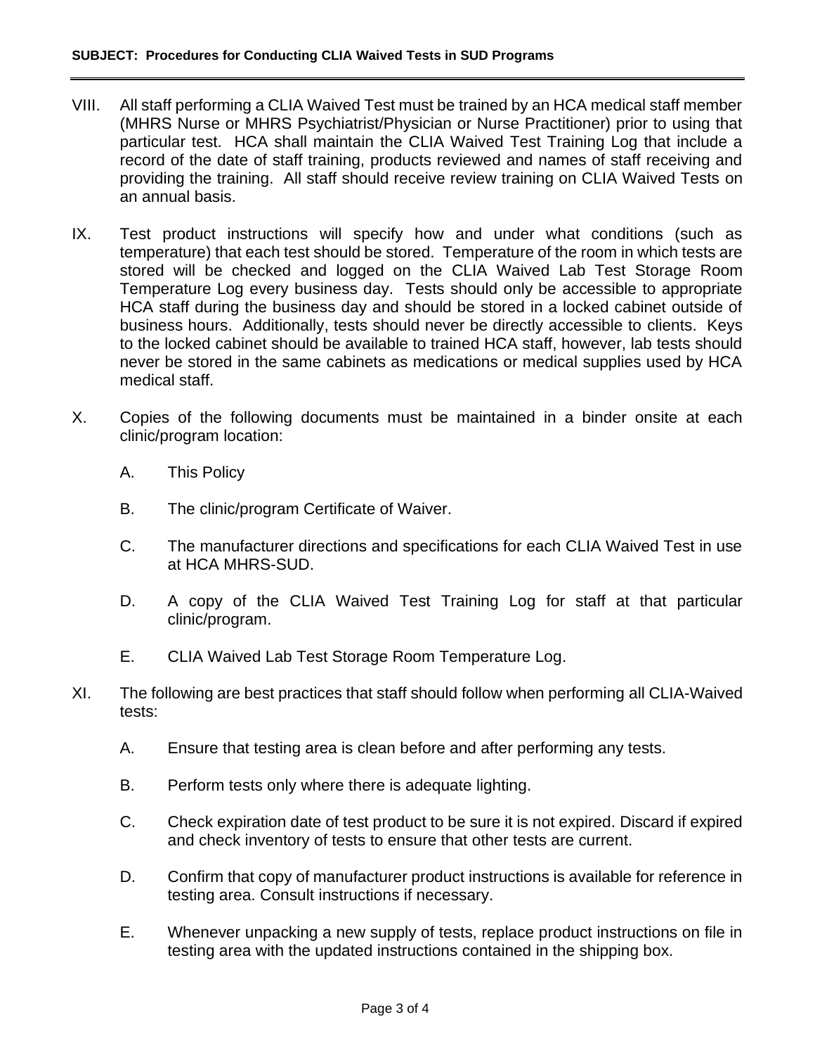VIII. All staff performing a CLIA Waived Test must be trained by an HCA medical staff member (MHRS Nurse or MHRS Psychiatrist/Physician or Nurse Practitioner) prior to using that particular test. HCA shall maintain the CLIA Waived Test Training Log that include a record of the date of staff training, products reviewed and names of staff receiving and providing the training. All staff should receive review training on CLIA Waived Tests on an annual basis.

IX. Test product instructions will specify how and under what conditions (such as temperature) that each test should be stored. Temperature of the room in which tests are stored will be checked and logged on the CLIA Waived Lab Test Storage Room Temperature Log every business day. Tests should only be accessible to appropriate HCA staff during the business day and should be stored in a locked cabinet outside of business hours. Additionally, tests should never be directly accessible to clients. Keys to the locked cabinet should be available to trained HCA staff, however, lab tests should never be stored in the same cabinets as medications or medical supplies used by HCA medical staff.

X. Copies of the following documents must be maintained in a binder onsite at each clinic/program location:

   A. This Policy

   B. The clinic/program Certificate of Waiver.

   C. The manufacturer directions and specifications for each CLIA Waived Test in use at HCA MHRS-SUD.

   D. A copy of the CLIA Waived Test Training Log for staff at that particular clinic/program.

   E. CLIA Waived Lab Test Storage Room Temperature Log.

XI. The following are best practices that staff should follow when performing all CLIA-Waived tests:

   A. Ensure that testing area is clean before and after performing any tests.

   B. Perform tests only where there is adequate lighting.

   C. Check expiration date of test product to be sure it is not expired. Discard if expired and check inventory of tests to ensure that other tests are current.

   D. Confirm that copy of manufacturer product instructions is available for reference in testing area. Consult instructions if necessary.

   E. Whenever unpacking a new supply of tests, replace product instructions on file in testing area with the updated instructions contained in the shipping box.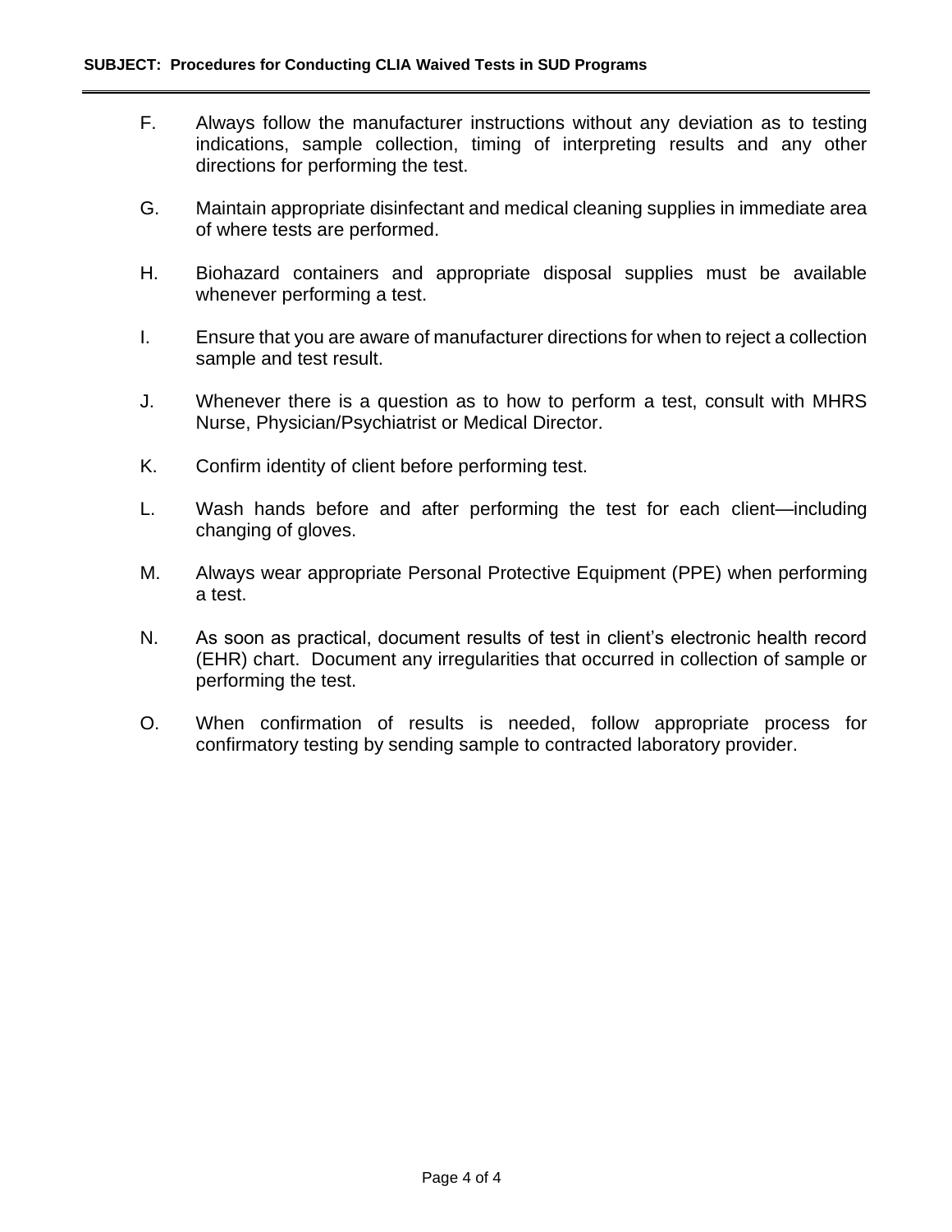F. Always follow the manufacturer instructions without any deviation as to testing indications, sample collection, timing of interpreting results and any other directions for performing the test.

G. Maintain appropriate disinfectant and medical cleaning supplies in immediate area of where tests are performed.

H. Biohazard containers and appropriate disposal supplies must be available whenever performing a test.

I. Ensure that you are aware of manufacturer directions for when to reject a collection sample and test result.

J. Whenever there is a question as to how to perform a test, consult with MHRS Nurse, Physician/Psychiatrist or Medical Director.

K. Confirm identity of client before performing test.

L. Wash hands before and after performing the test for each client—including changing of gloves.

M. Always wear appropriate Personal Protective Equipment (PPE) when performing a test.

N. As soon as practical, document results of test in client's electronic health record (EHR) chart. Document any irregularities that occurred in collection of sample or performing the test.

O. When confirmation of results is needed, follow appropriate process for confirmatory testing by sending sample to contracted laboratory provider.